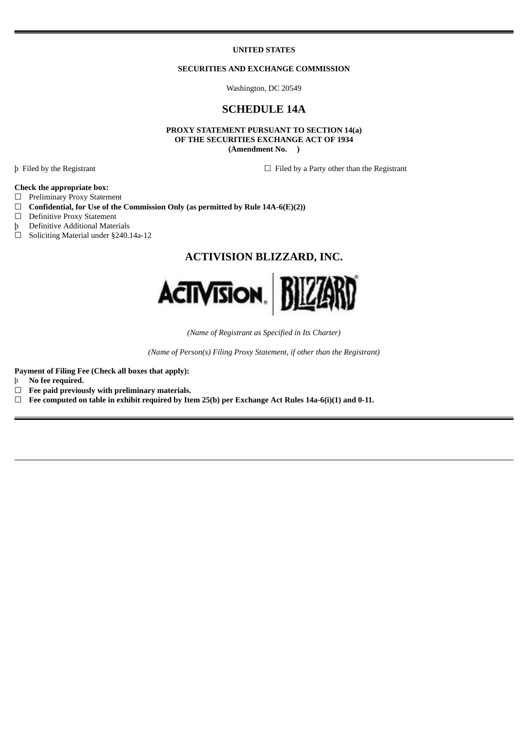**UNITED STATES**

**SECURITIES AND EXCHANGE COMMISSION**

Washington, DC 20549

# SCHEDULE 14A

**PROXY STATEMENT PURSUANT TO SECTION 14(a)**
**OF THE SECURITIES EXCHANGE ACT OF 1934**
**(Amendment No. )**

þ Filed by the Registrant ☐ Filed by a Party other than the Registrant

**Check the appropriate box:**

☐ Preliminary Proxy Statement
☐ **Confidential, for Use of the Commission Only (as permitted by Rule 14A-6(E)(2))**
☐ Definitive Proxy Statement
þ Definitive Additional Materials
☐ Soliciting Material under §240.14a-12

## ACTIVISION BLIZZARD, INC.

*(Name of Registrant as Specified in Its Charter)*

*(Name of Person(s) Filing Proxy Statement, if other than the Registrant)*

**Payment of Filing Fee (Check all boxes that apply):**

þ **No fee required.**
☐ **Fee paid previously with preliminary materials.**
☐ **Fee computed on table in exhibit required by Item 25(b) per Exchange Act Rules 14a-6(i)(1) and 0-11.**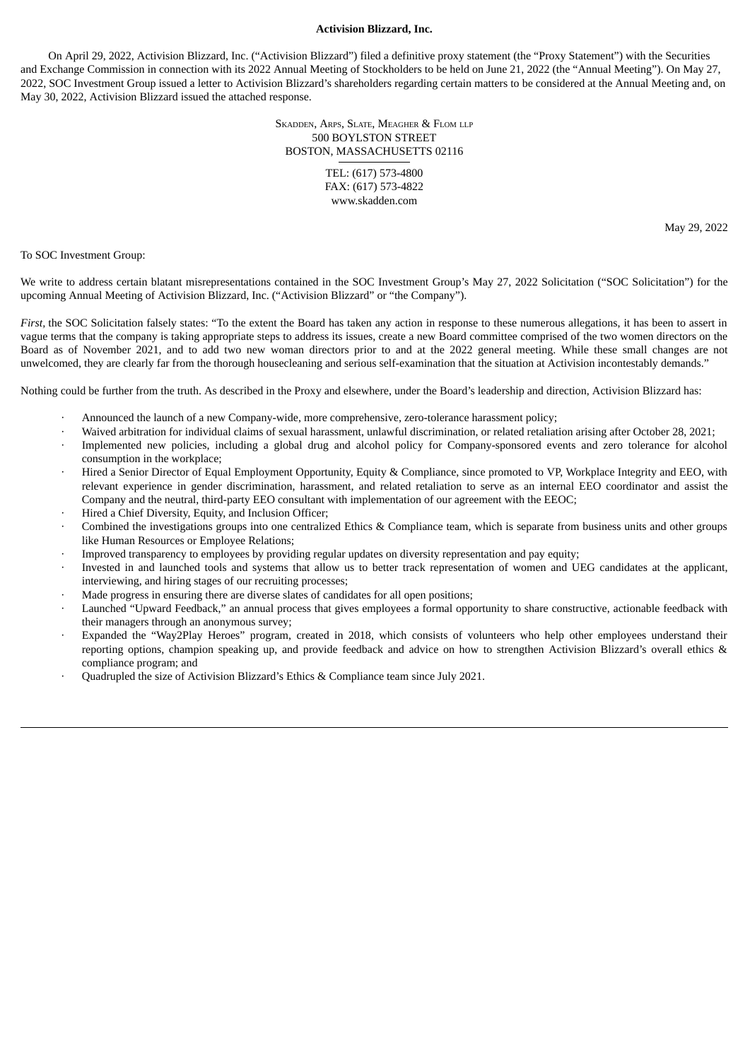**Activision Blizzard, Inc.**

On April 29, 2022, Activision Blizzard, Inc. ("Activision Blizzard") filed a definitive proxy statement (the "Proxy Statement") with the Securities and Exchange Commission in connection with its 2022 Annual Meeting of Stockholders to be held on June 21, 2022 (the "Annual Meeting"). On May 27, 2022, SOC Investment Group issued a letter to Activision Blizzard's shareholders regarding certain matters to be considered at the Annual Meeting and, on May 30, 2022, Activision Blizzard issued the attached response.

SKADDEN, ARPS, SLATE, MEAGHER & FLOM LLP
500 BOYLSTON STREET
BOSTON, MASSACHUSETTS 02116

TEL: (617) 573-4800
FAX: (617) 573-4822
www.skadden.com

May 29, 2022

To SOC Investment Group:

We write to address certain blatant misrepresentations contained in the SOC Investment Group's May 27, 2022 Solicitation ("SOC Solicitation") for the upcoming Annual Meeting of Activision Blizzard, Inc. ("Activision Blizzard" or "the Company").

*First*, the SOC Solicitation falsely states: "To the extent the Board has taken any action in response to these numerous allegations, it has been to assert in vague terms that the company is taking appropriate steps to address its issues, create a new Board committee comprised of the two women directors on the Board as of November 2021, and to add two new woman directors prior to and at the 2022 general meeting. While these small changes are not unwelcomed, they are clearly far from the thorough housecleaning and serious self-examination that the situation at Activision incontestably demands."

Nothing could be further from the truth. As described in the Proxy and elsewhere, under the Board's leadership and direction, Activision Blizzard has:

- Announced the launch of a new Company-wide, more comprehensive, zero-tolerance harassment policy;
- Waived arbitration for individual claims of sexual harassment, unlawful discrimination, or related retaliation arising after October 28, 2021;
- Implemented new policies, including a global drug and alcohol policy for Company-sponsored events and zero tolerance for alcohol consumption in the workplace;
- Hired a Senior Director of Equal Employment Opportunity, Equity & Compliance, since promoted to VP, Workplace Integrity and EEO, with relevant experience in gender discrimination, harassment, and related retaliation to serve as an internal EEO coordinator and assist the Company and the neutral, third-party EEO consultant with implementation of our agreement with the EEOC;
- Hired a Chief Diversity, Equity, and Inclusion Officer;
- Combined the investigations groups into one centralized Ethics & Compliance team, which is separate from business units and other groups like Human Resources or Employee Relations;
- Improved transparency to employees by providing regular updates on diversity representation and pay equity;
- Invested in and launched tools and systems that allow us to better track representation of women and UEG candidates at the applicant, interviewing, and hiring stages of our recruiting processes;
- Made progress in ensuring there are diverse slates of candidates for all open positions;
- Launched "Upward Feedback," an annual process that gives employees a formal opportunity to share constructive, actionable feedback with their managers through an anonymous survey;
- Expanded the "Way2Play Heroes" program, created in 2018, which consists of volunteers who help other employees understand their reporting options, champion speaking up, and provide feedback and advice on how to strengthen Activision Blizzard's overall ethics & compliance program; and
- Quadrupled the size of Activision Blizzard's Ethics & Compliance team since July 2021.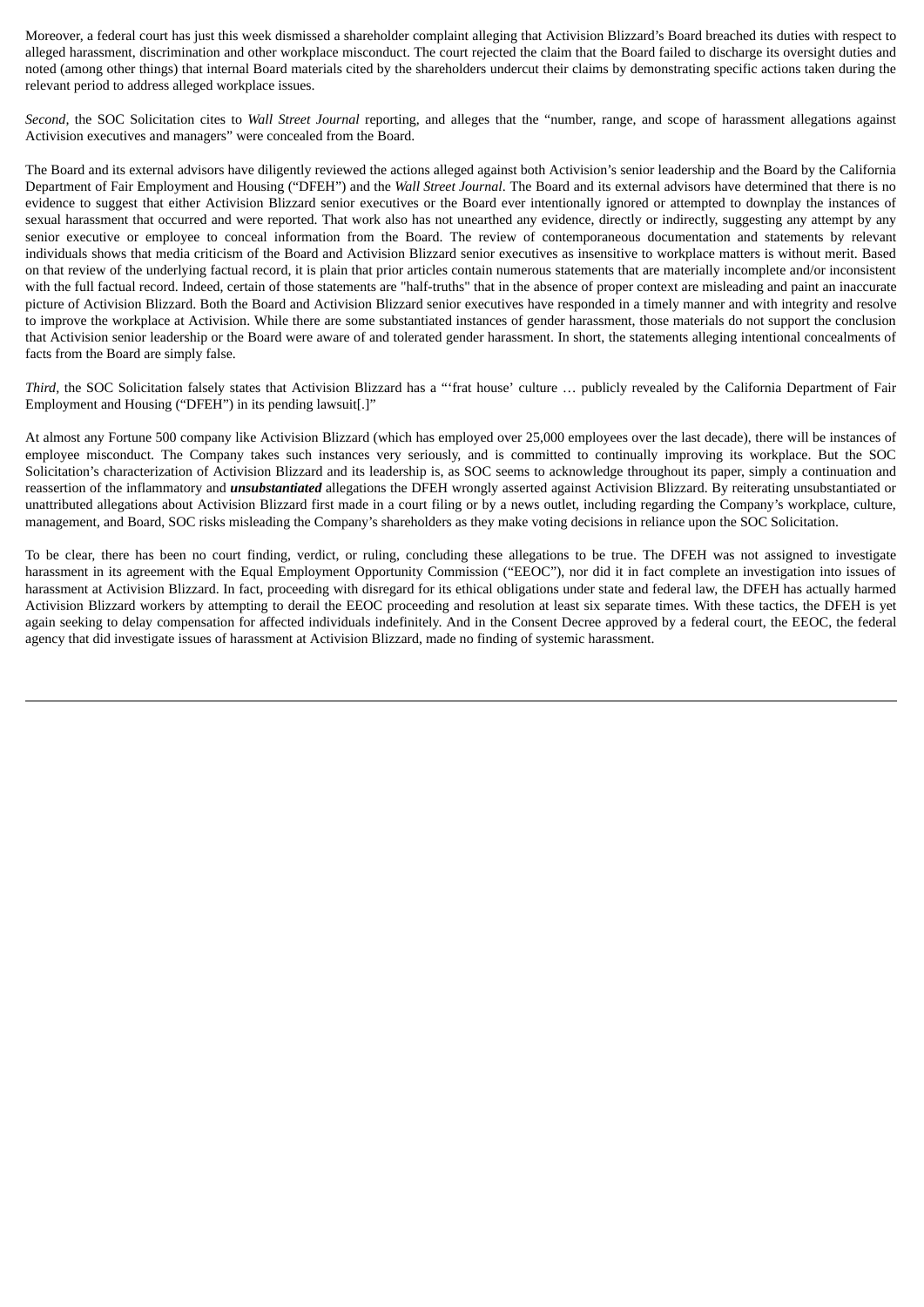Moreover, a federal court has just this week dismissed a shareholder complaint alleging that Activision Blizzard's Board breached its duties with respect to alleged harassment, discrimination and other workplace misconduct. The court rejected the claim that the Board failed to discharge its oversight duties and noted (among other things) that internal Board materials cited by the shareholders undercut their claims by demonstrating specific actions taken during the relevant period to address alleged workplace issues.

*Second*, the SOC Solicitation cites to *Wall Street Journal* reporting, and alleges that the "number, range, and scope of harassment allegations against Activision executives and managers" were concealed from the Board.

The Board and its external advisors have diligently reviewed the actions alleged against both Activision's senior leadership and the Board by the California Department of Fair Employment and Housing ("DFEH") and the *Wall Street Journal*. The Board and its external advisors have determined that there is no evidence to suggest that either Activision Blizzard senior executives or the Board ever intentionally ignored or attempted to downplay the instances of sexual harassment that occurred and were reported. That work also has not unearthed any evidence, directly or indirectly, suggesting any attempt by any senior executive or employee to conceal information from the Board. The review of contemporaneous documentation and statements by relevant individuals shows that media criticism of the Board and Activision Blizzard senior executives as insensitive to workplace matters is without merit. Based on that review of the underlying factual record, it is plain that prior articles contain numerous statements that are materially incomplete and/or inconsistent with the full factual record. Indeed, certain of those statements are "half-truths" that in the absence of proper context are misleading and paint an inaccurate picture of Activision Blizzard. Both the Board and Activision Blizzard senior executives have responded in a timely manner and with integrity and resolve to improve the workplace at Activision. While there are some substantiated instances of gender harassment, those materials do not support the conclusion that Activision senior leadership or the Board were aware of and tolerated gender harassment. In short, the statements alleging intentional concealments of facts from the Board are simply false.

*Third*, the SOC Solicitation falsely states that Activision Blizzard has a "'frat house' culture … publicly revealed by the California Department of Fair Employment and Housing ("DFEH") in its pending lawsuit[.]"

At almost any Fortune 500 company like Activision Blizzard (which has employed over 25,000 employees over the last decade), there will be instances of employee misconduct. The Company takes such instances very seriously, and is committed to continually improving its workplace. But the SOC Solicitation's characterization of Activision Blizzard and its leadership is, as SOC seems to acknowledge throughout its paper, simply a continuation and reassertion of the inflammatory and ***unsubstantiated*** allegations the DFEH wrongly asserted against Activision Blizzard. By reiterating unsubstantiated or unattributed allegations about Activision Blizzard first made in a court filing or by a news outlet, including regarding the Company's workplace, culture, management, and Board, SOC risks misleading the Company's shareholders as they make voting decisions in reliance upon the SOC Solicitation.

To be clear, there has been no court finding, verdict, or ruling, concluding these allegations to be true. The DFEH was not assigned to investigate harassment in its agreement with the Equal Employment Opportunity Commission ("EEOC"), nor did it in fact complete an investigation into issues of harassment at Activision Blizzard. In fact, proceeding with disregard for its ethical obligations under state and federal law, the DFEH has actually harmed Activision Blizzard workers by attempting to derail the EEOC proceeding and resolution at least six separate times. With these tactics, the DFEH is yet again seeking to delay compensation for affected individuals indefinitely. And in the Consent Decree approved by a federal court, the EEOC, the federal agency that did investigate issues of harassment at Activision Blizzard, made no finding of systemic harassment.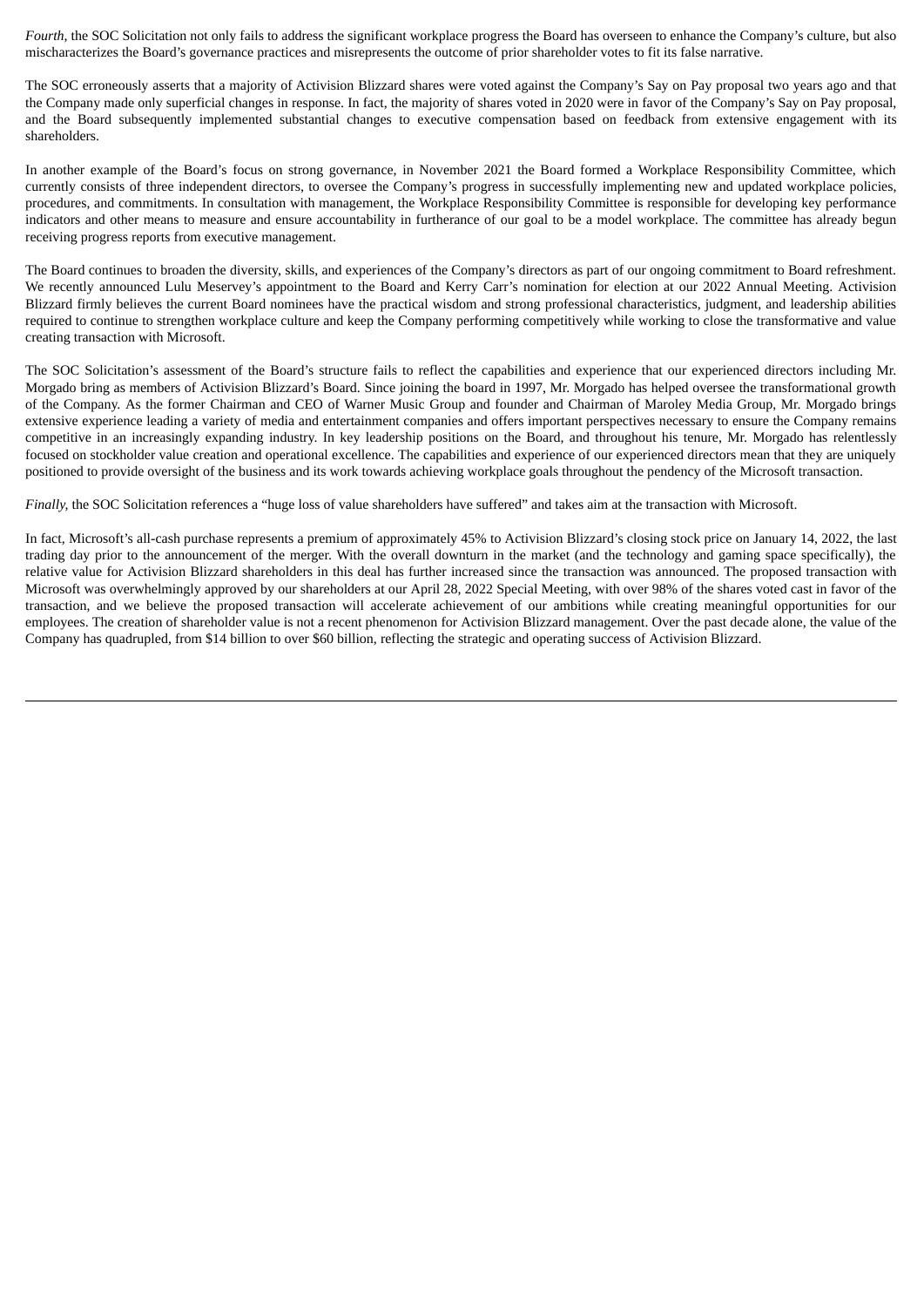*Fourth,* the SOC Solicitation not only fails to address the significant workplace progress the Board has overseen to enhance the Company's culture, but also mischaracterizes the Board's governance practices and misrepresents the outcome of prior shareholder votes to fit its false narrative.

The SOC erroneously asserts that a majority of Activision Blizzard shares were voted against the Company's Say on Pay proposal two years ago and that the Company made only superficial changes in response. In fact, the majority of shares voted in 2020 were in favor of the Company's Say on Pay proposal, and the Board subsequently implemented substantial changes to executive compensation based on feedback from extensive engagement with its shareholders.

In another example of the Board's focus on strong governance, in November 2021 the Board formed a Workplace Responsibility Committee, which currently consists of three independent directors, to oversee the Company's progress in successfully implementing new and updated workplace policies, procedures, and commitments. In consultation with management, the Workplace Responsibility Committee is responsible for developing key performance indicators and other means to measure and ensure accountability in furtherance of our goal to be a model workplace. The committee has already begun receiving progress reports from executive management.

The Board continues to broaden the diversity, skills, and experiences of the Company's directors as part of our ongoing commitment to Board refreshment. We recently announced Lulu Meservey's appointment to the Board and Kerry Carr's nomination for election at our 2022 Annual Meeting. Activision Blizzard firmly believes the current Board nominees have the practical wisdom and strong professional characteristics, judgment, and leadership abilities required to continue to strengthen workplace culture and keep the Company performing competitively while working to close the transformative and value creating transaction with Microsoft.

The SOC Solicitation's assessment of the Board's structure fails to reflect the capabilities and experience that our experienced directors including Mr. Morgado bring as members of Activision Blizzard's Board. Since joining the board in 1997, Mr. Morgado has helped oversee the transformational growth of the Company. As the former Chairman and CEO of Warner Music Group and founder and Chairman of Maroley Media Group, Mr. Morgado brings extensive experience leading a variety of media and entertainment companies and offers important perspectives necessary to ensure the Company remains competitive in an increasingly expanding industry. In key leadership positions on the Board, and throughout his tenure, Mr. Morgado has relentlessly focused on stockholder value creation and operational excellence. The capabilities and experience of our experienced directors mean that they are uniquely positioned to provide oversight of the business and its work towards achieving workplace goals throughout the pendency of the Microsoft transaction.

*Finally,* the SOC Solicitation references a "huge loss of value shareholders have suffered" and takes aim at the transaction with Microsoft.

In fact, Microsoft's all-cash purchase represents a premium of approximately 45% to Activision Blizzard's closing stock price on January 14, 2022, the last trading day prior to the announcement of the merger. With the overall downturn in the market (and the technology and gaming space specifically), the relative value for Activision Blizzard shareholders in this deal has further increased since the transaction was announced. The proposed transaction with Microsoft was overwhelmingly approved by our shareholders at our April 28, 2022 Special Meeting, with over 98% of the shares voted cast in favor of the transaction, and we believe the proposed transaction will accelerate achievement of our ambitions while creating meaningful opportunities for our employees. The creation of shareholder value is not a recent phenomenon for Activision Blizzard management. Over the past decade alone, the value of the Company has quadrupled, from $14 billion to over $60 billion, reflecting the strategic and operating success of Activision Blizzard.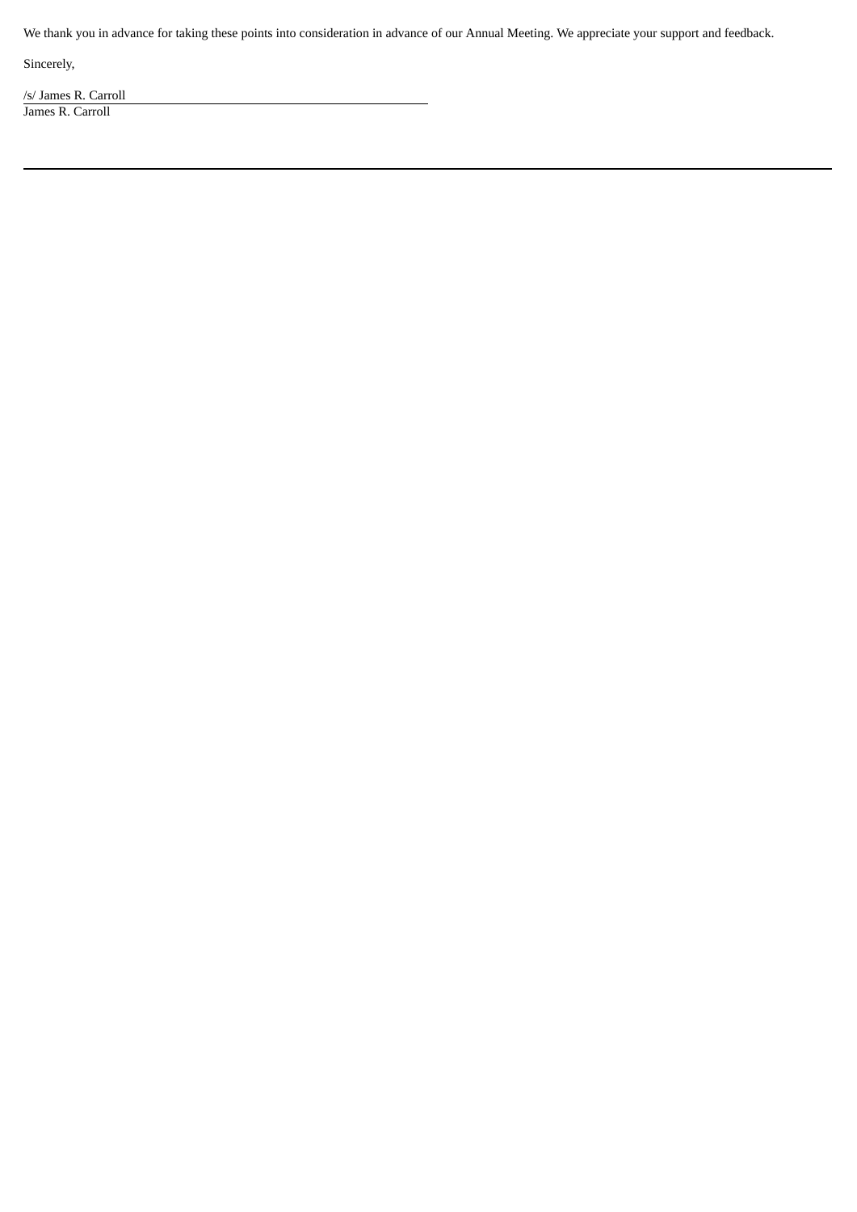We thank you in advance for taking these points into consideration in advance of our Annual Meeting. We appreciate your support and feedback.

Sincerely,

/s/ James R. Carroll

James R. Carroll